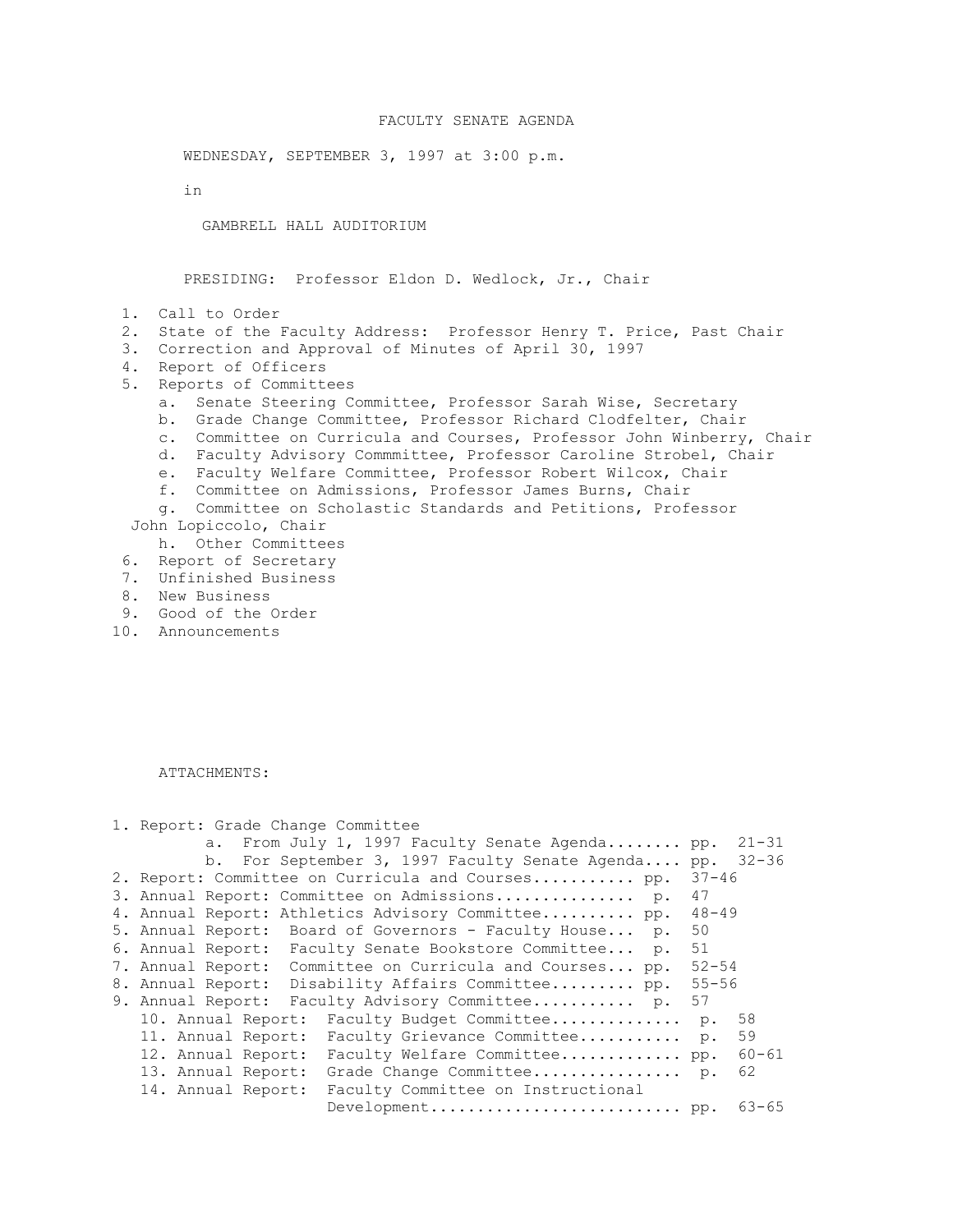# FACULTY SENATE AGENDA

WEDNESDAY, SEPTEMBER 3, 1997 at 3:00 p.m.

in

GAMBRELL HALL AUDITORIUM

PRESIDING: Professor Eldon D. Wedlock, Jr., Chair

1. Call to Order
2. State of the Faculty Address: Professor Henry T. Price, Past Chair
3. Correction and Approval of Minutes of April 30, 1997
4. Report of Officers
5. Reports of Committees
   - a. Senate Steering Committee, Professor Sarah Wise, Secretary
   - b. Grade Change Committee, Professor Richard Clodfelter, Chair
   - c. Committee on Curricula and Courses, Professor John Winberry, Chair
   - d. Faculty Advisory Commmittee, Professor Caroline Strobel, Chair
   - e. Faculty Welfare Committee, Professor Robert Wilcox, Chair
   - f. Committee on Admissions, Professor James Burns, Chair
   - g. Committee on Scholastic Standards and Petitions, Professor John Lopiccolo, Chair
   - h. Other Committees
6. Report of Secretary
7. Unfinished Business
8. New Business
9. Good of the Order
10. Announcements

ATTACHMENTS:

1. Report: Grade Change Committee
   - a. From July 1, 1997 Faculty Senate Agenda........ pp. 21-31
   - b. For September 3, 1997 Faculty Senate Agenda.... pp. 32-36
2. Report: Committee on Curricula and Courses.......... pp. 37-46
3. Annual Report: Committee on Admissions.............. p. 47
4. Annual Report: Athletics Advisory Committee.......... pp. 48-49
5. Annual Report: Board of Governors - Faculty House... p. 50
6. Annual Report: Faculty Senate Bookstore Committee... p. 51
7. Annual Report: Committee on Curricula and Courses... pp. 52-54
8. Annual Report: Disability Affairs Committee......... pp. 55-56
9. Annual Report: Faculty Advisory Committee.......... p. 57
10. Annual Report: Faculty Budget Committee............. p. 58
11. Annual Report: Faculty Grievance Committee.......... p. 59
12. Annual Report: Faculty Welfare Committee............ pp. 60-61
13. Annual Report: Grade Change Committee............... p. 62
14. Annual Report: Faculty Committee on Instructional Development.......................... pp. 63-65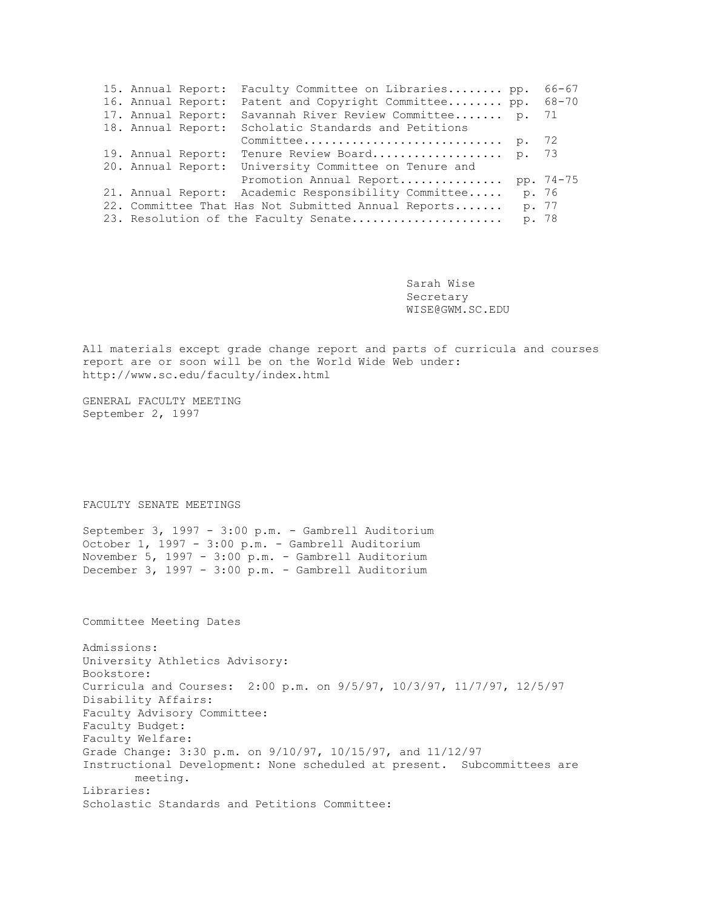15. Annual Report: Faculty Committee on Libraries........ pp. 66-67
16. Annual Report: Patent and Copyright Committee........ pp. 68-70
17. Annual Report: Savannah River Review Committee....... p. 71
18. Annual Report: Scholatic Standards and Petitions Committee............................. p. 72
19. Annual Report: Tenure Review Board.................. p. 73
20. Annual Report: University Committee on Tenure and Promotion Annual Report.............. pp. 74-75
21. Annual Report: Academic Responsibility Committee..... p. 76
22. Committee That Has Not Submitted Annual Reports....... p. 77
23. Resolution of the Faculty Senate...................... p. 78

Sarah Wise
Secretary
WISE@GWM.SC.EDU

All materials except grade change report and parts of curricula and courses report are or soon will be on the World Wide Web under: http://www.sc.edu/faculty/index.html

GENERAL FACULTY MEETING
September 2, 1997

FACULTY SENATE MEETINGS

September 3, 1997 - 3:00 p.m. - Gambrell Auditorium
October 1, 1997 - 3:00 p.m. - Gambrell Auditorium
November 5, 1997 - 3:00 p.m. - Gambrell Auditorium
December 3, 1997 - 3:00 p.m. - Gambrell Auditorium

Committee Meeting Dates

Admissions:
University Athletics Advisory:
Bookstore:
Curricula and Courses: 2:00 p.m. on 9/5/97, 10/3/97, 11/7/97, 12/5/97
Disability Affairs:
Faculty Advisory Committee:
Faculty Budget:
Faculty Welfare:
Grade Change: 3:30 p.m. on 9/10/97, 10/15/97, and 11/12/97
Instructional Development: None scheduled at present. Subcommittees are meeting.
Libraries:
Scholastic Standards and Petitions Committee: